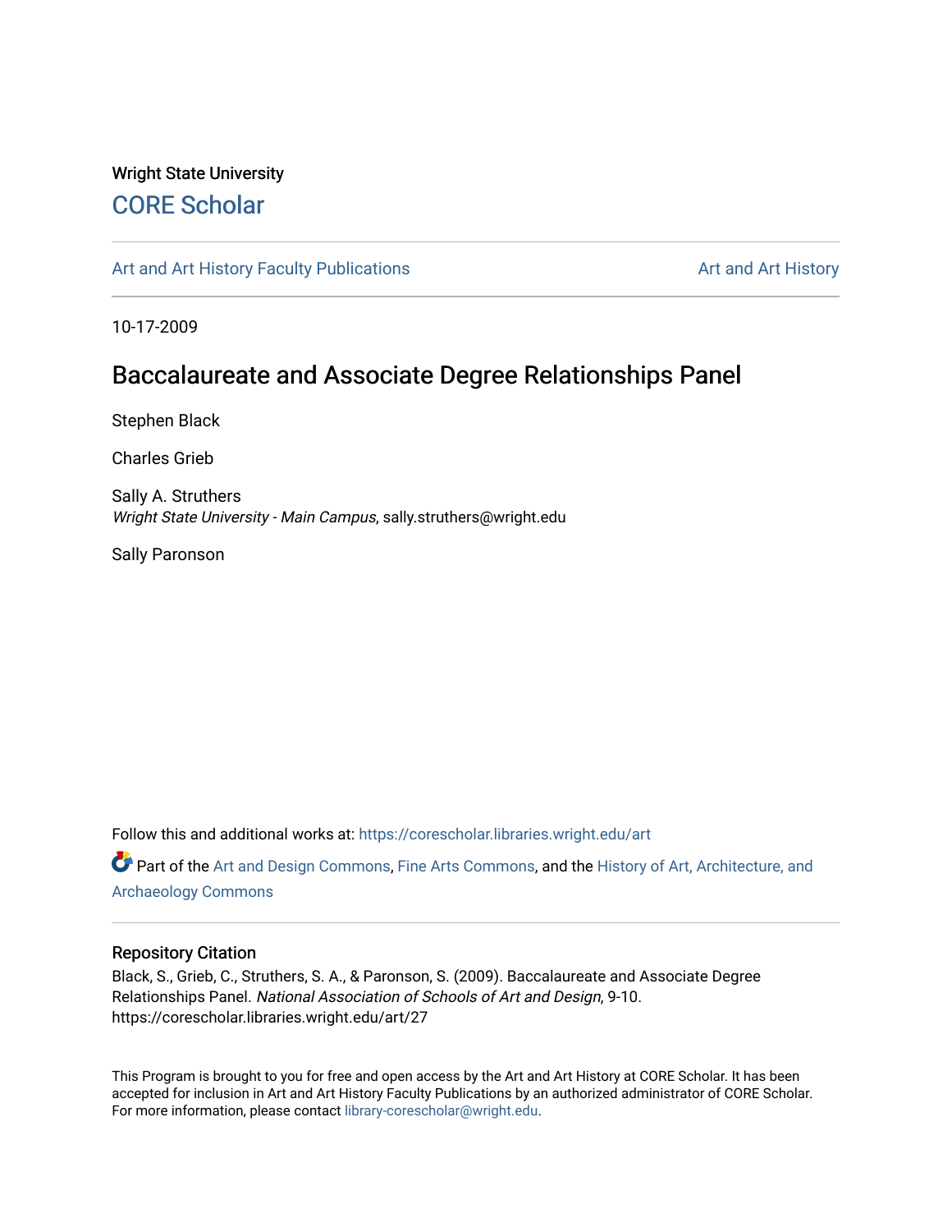Wright State University

## CORE Scholar

Art and Art History Faculty Publications

Art and Art History

10-17-2009

# Baccalaureate and Associate Degree Relationships Panel

Stephen Black

Charles Grieb

Sally A. Struthers
*Wright State University - Main Campus*, sally.struthers@wright.edu

Sally Paronson

Follow this and additional works at: https://corescholar.libraries.wright.edu/art

Part of the Art and Design Commons, Fine Arts Commons, and the History of Art, Architecture, and Archaeology Commons

### Repository Citation

Black, S., Grieb, C., Struthers, S. A., & Paronson, S. (2009). Baccalaureate and Associate Degree Relationships Panel. *National Association of Schools of Art and Design*, 9-10.
https://corescholar.libraries.wright.edu/art/27

This Program is brought to you for free and open access by the Art and Art History at CORE Scholar. It has been accepted for inclusion in Art and Art History Faculty Publications by an authorized administrator of CORE Scholar. For more information, please contact library-corescholar@wright.edu.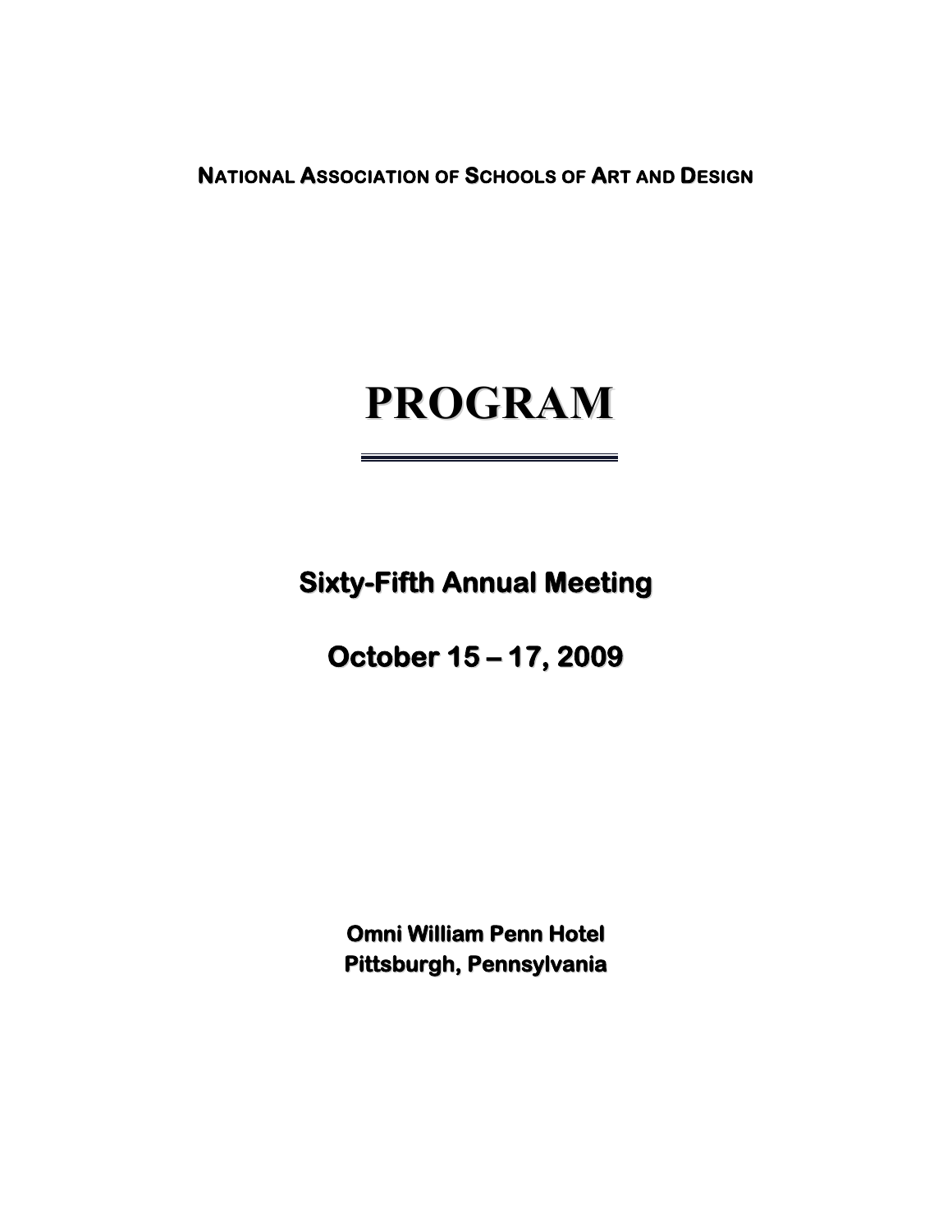**NATIONAL ASSOCIATION OF SCHOOLS OF ART AND DESIGN**

# PROGRAM

## Sixty-Fifth Annual Meeting

## October 15 – 17, 2009

**Omni William Penn Hotel**
**Pittsburgh, Pennsylvania**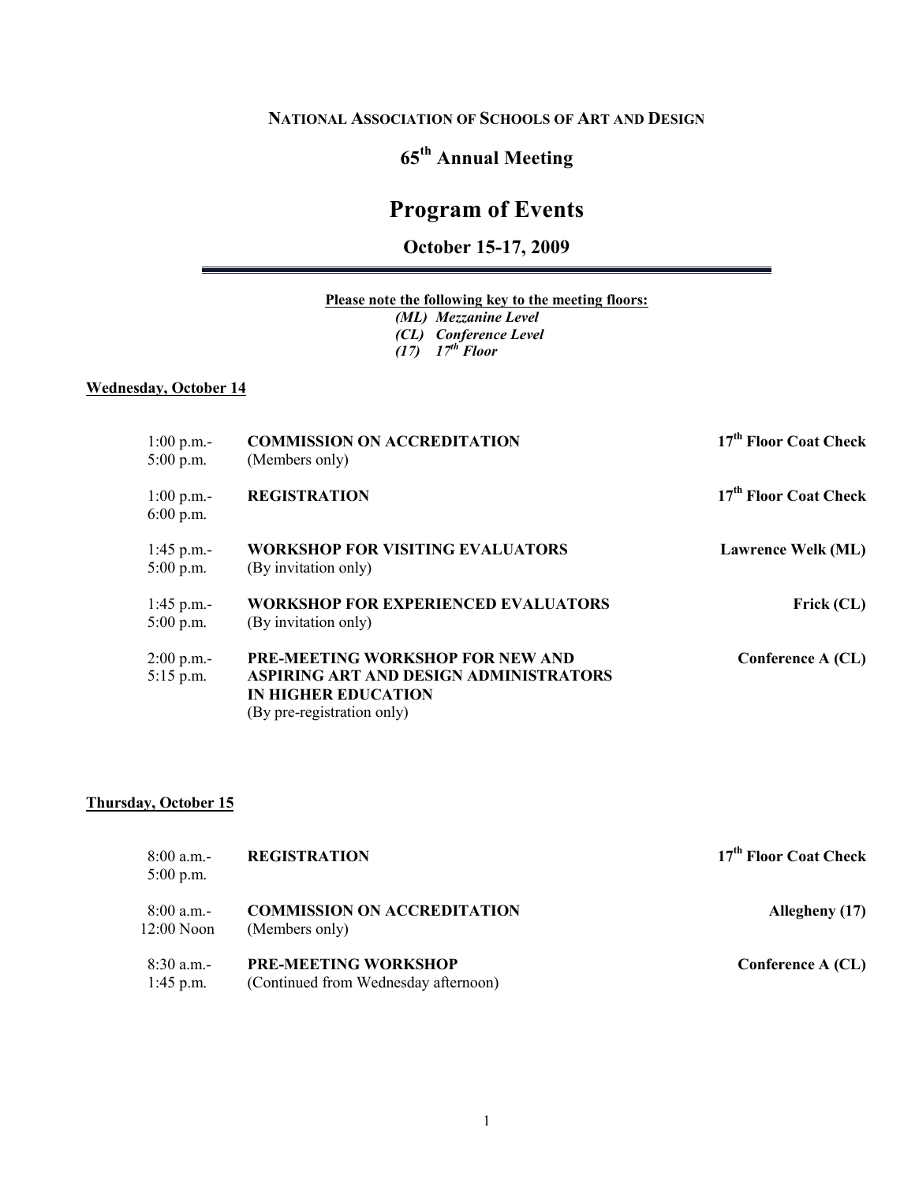**NATIONAL ASSOCIATION OF SCHOOLS OF ART AND DESIGN**

# 65th Annual Meeting

# Program of Events

## October 15-17, 2009

**Please note the following key to the meeting floors:**

*(ML) Mezzanine Level*
*(CL) Conference Level*
*(17) 17th Floor*

### Wednesday, October 14

| Time | Event | Location |
|---|---|---|
| 1:00 p.m.- 5:00 p.m. | **COMMISSION ON ACCREDITATION** (Members only) | **17th Floor Coat Check** |
| 1:00 p.m.- 6:00 p.m. | **REGISTRATION** | **17th Floor Coat Check** |
| 1:45 p.m.- 5:00 p.m. | **WORKSHOP FOR VISITING EVALUATORS** (By invitation only) | **Lawrence Welk (ML)** |
| 1:45 p.m.- 5:00 p.m. | **WORKSHOP FOR EXPERIENCED EVALUATORS** (By invitation only) | **Frick (CL)** |
| 2:00 p.m.- 5:15 p.m. | **PRE-MEETING WORKSHOP FOR NEW AND ASPIRING ART AND DESIGN ADMINISTRATORS IN HIGHER EDUCATION** (By pre-registration only) | **Conference A (CL)** |

### Thursday, October 15

| Time | Event | Location |
|---|---|---|
| 8:00 a.m.- 5:00 p.m. | **REGISTRATION** | **17th Floor Coat Check** |
| 8:00 a.m.- 12:00 Noon | **COMMISSION ON ACCREDITATION** (Members only) | **Allegheny (17)** |
| 8:30 a.m.- 1:45 p.m. | **PRE-MEETING WORKSHOP** (Continued from Wednesday afternoon) | **Conference A (CL)** |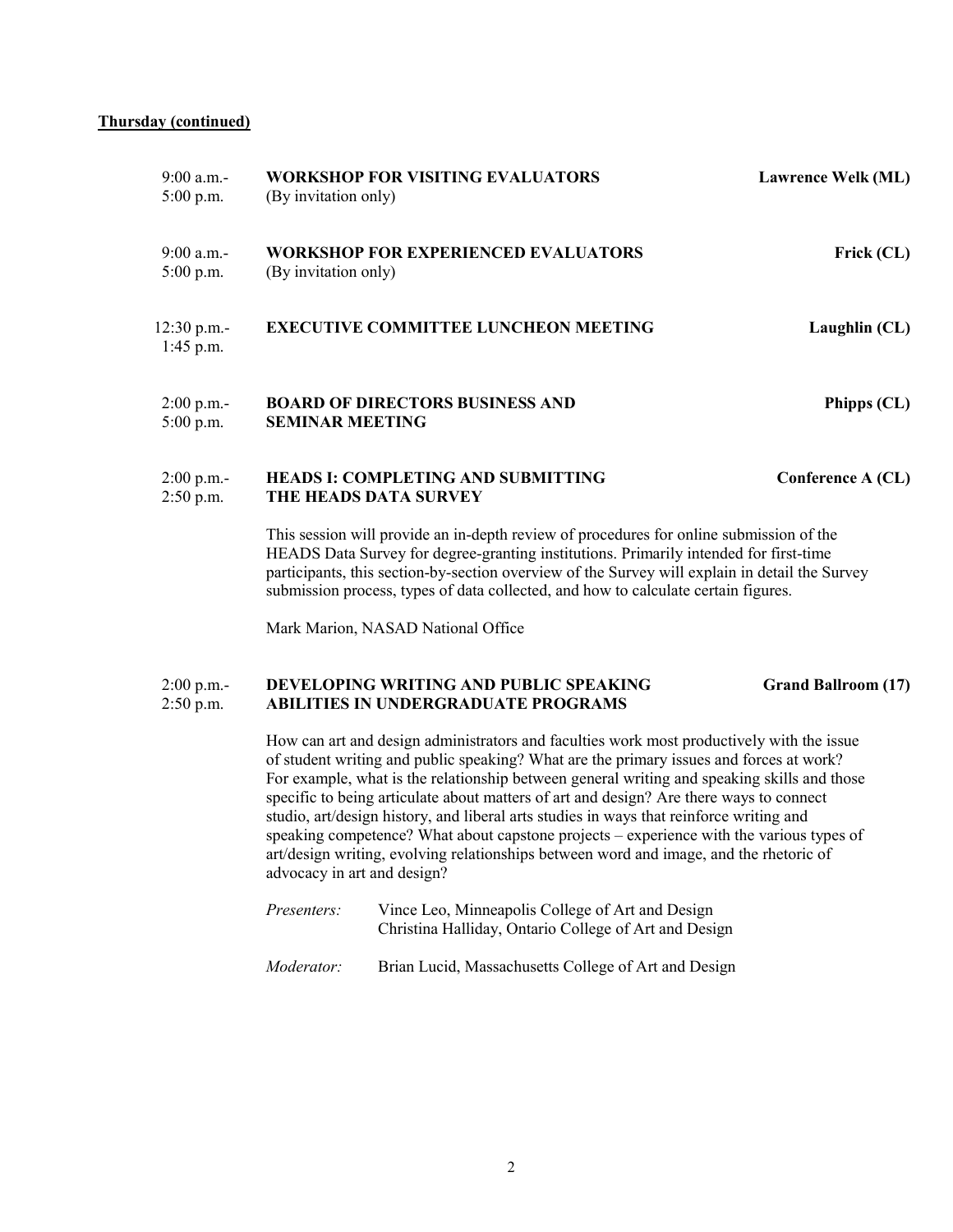**Thursday (continued)**

9:00 a.m.- 5:00 p.m. **WORKSHOP FOR VISITING EVALUATORS** **Lawrence Welk (ML)**
(By invitation only)

9:00 a.m.- 5:00 p.m. **WORKSHOP FOR EXPERIENCED EVALUATORS** **Frick (CL)**
(By invitation only)

12:30 p.m.- 1:45 p.m. **EXECUTIVE COMMITTEE LUNCHEON MEETING** **Laughlin (CL)**

2:00 p.m.- 5:00 p.m. **BOARD OF DIRECTORS BUSINESS AND SEMINAR MEETING** **Phipps (CL)**

2:00 p.m.- 2:50 p.m. **HEADS I: COMPLETING AND SUBMITTING THE HEADS DATA SURVEY** **Conference A (CL)**

This session will provide an in-depth review of procedures for online submission of the HEADS Data Survey for degree-granting institutions. Primarily intended for first-time participants, this section-by-section overview of the Survey will explain in detail the Survey submission process, types of data collected, and how to calculate certain figures.

Mark Marion, NASAD National Office

2:00 p.m.- 2:50 p.m. **DEVELOPING WRITING AND PUBLIC SPEAKING ABILITIES IN UNDERGRADUATE PROGRAMS** **Grand Ballroom (17)**

How can art and design administrators and faculties work most productively with the issue of student writing and public speaking? What are the primary issues and forces at work? For example, what is the relationship between general writing and speaking skills and those specific to being articulate about matters of art and design? Are there ways to connect studio, art/design history, and liberal arts studies in ways that reinforce writing and speaking competence? What about capstone projects – experience with the various types of art/design writing, evolving relationships between word and image, and the rhetoric of advocacy in art and design?

*Presenters:* Vince Leo, Minneapolis College of Art and Design
Christina Halliday, Ontario College of Art and Design

*Moderator:* Brian Lucid, Massachusetts College of Art and Design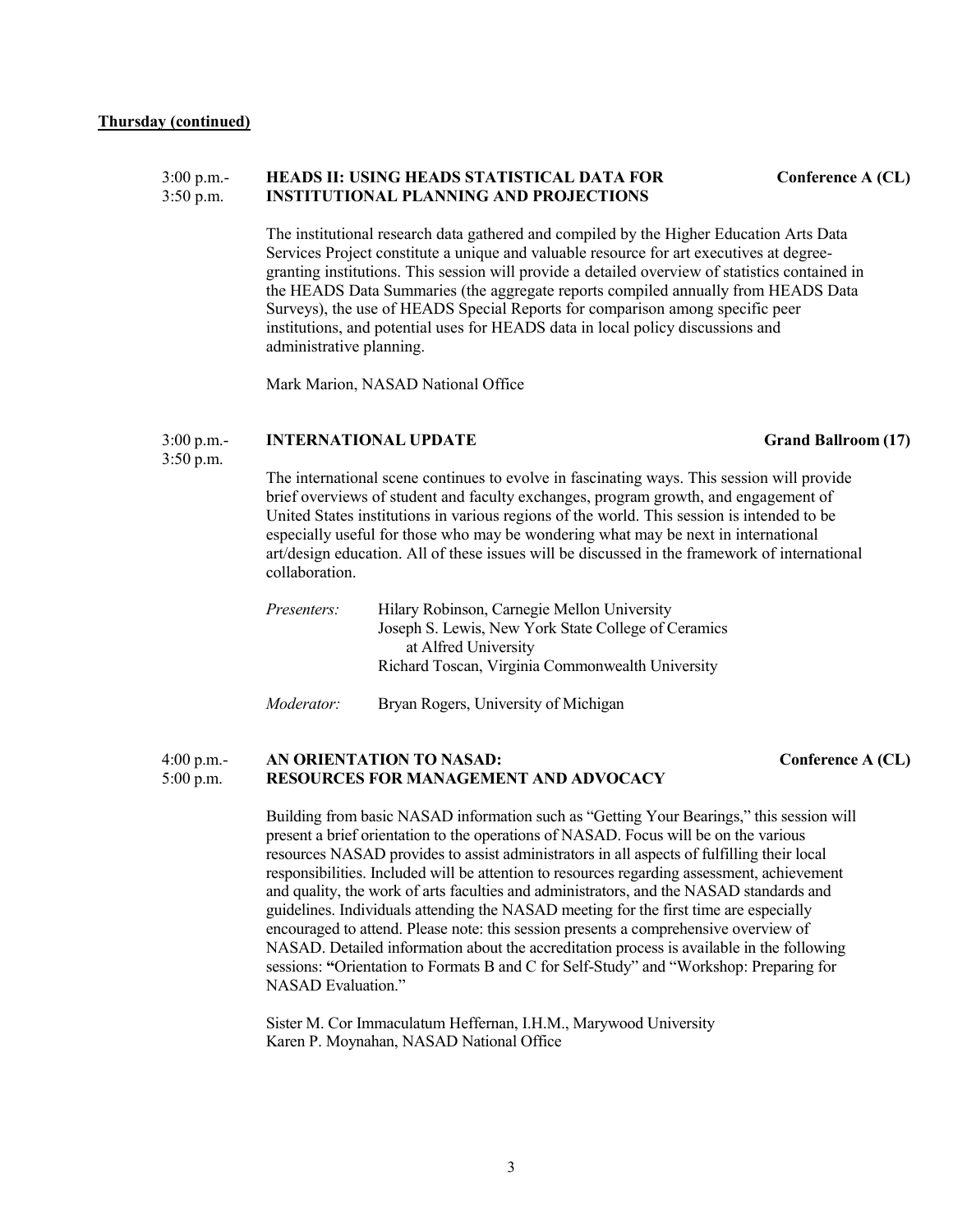**Thursday (continued)**

3:00 p.m.- 3:50 p.m. **HEADS II: USING HEADS STATISTICAL DATA FOR INSTITUTIONAL PLANNING AND PROJECTIONS** **Conference A (CL)**

The institutional research data gathered and compiled by the Higher Education Arts Data Services Project constitute a unique and valuable resource for art executives at degree-granting institutions. This session will provide a detailed overview of statistics contained in the HEADS Data Summaries (the aggregate reports compiled annually from HEADS Data Surveys), the use of HEADS Special Reports for comparison among specific peer institutions, and potential uses for HEADS data in local policy discussions and administrative planning.

Mark Marion, NASAD National Office

3:00 p.m.- 3:50 p.m. **INTERNATIONAL UPDATE** **Grand Ballroom (17)**

The international scene continues to evolve in fascinating ways. This session will provide brief overviews of student and faculty exchanges, program growth, and engagement of United States institutions in various regions of the world. This session is intended to be especially useful for those who may be wondering what may be next in international art/design education. All of these issues will be discussed in the framework of international collaboration.

*Presenters:* Hilary Robinson, Carnegie Mellon University
Joseph S. Lewis, New York State College of Ceramics at Alfred University
Richard Toscan, Virginia Commonwealth University

*Moderator:* Bryan Rogers, University of Michigan

4:00 p.m.- 5:00 p.m. **AN ORIENTATION TO NASAD: RESOURCES FOR MANAGEMENT AND ADVOCACY** **Conference A (CL)**

Building from basic NASAD information such as "Getting Your Bearings," this session will present a brief orientation to the operations of NASAD. Focus will be on the various resources NASAD provides to assist administrators in all aspects of fulfilling their local responsibilities. Included will be attention to resources regarding assessment, achievement and quality, the work of arts faculties and administrators, and the NASAD standards and guidelines. Individuals attending the NASAD meeting for the first time are especially encouraged to attend. Please note: this session presents a comprehensive overview of NASAD. Detailed information about the accreditation process is available in the following sessions: "Orientation to Formats B and C for Self-Study" and "Workshop: Preparing for NASAD Evaluation."

Sister M. Cor Immaculatum Heffernan, I.H.M., Marywood University
Karen P. Moynahan, NASAD National Office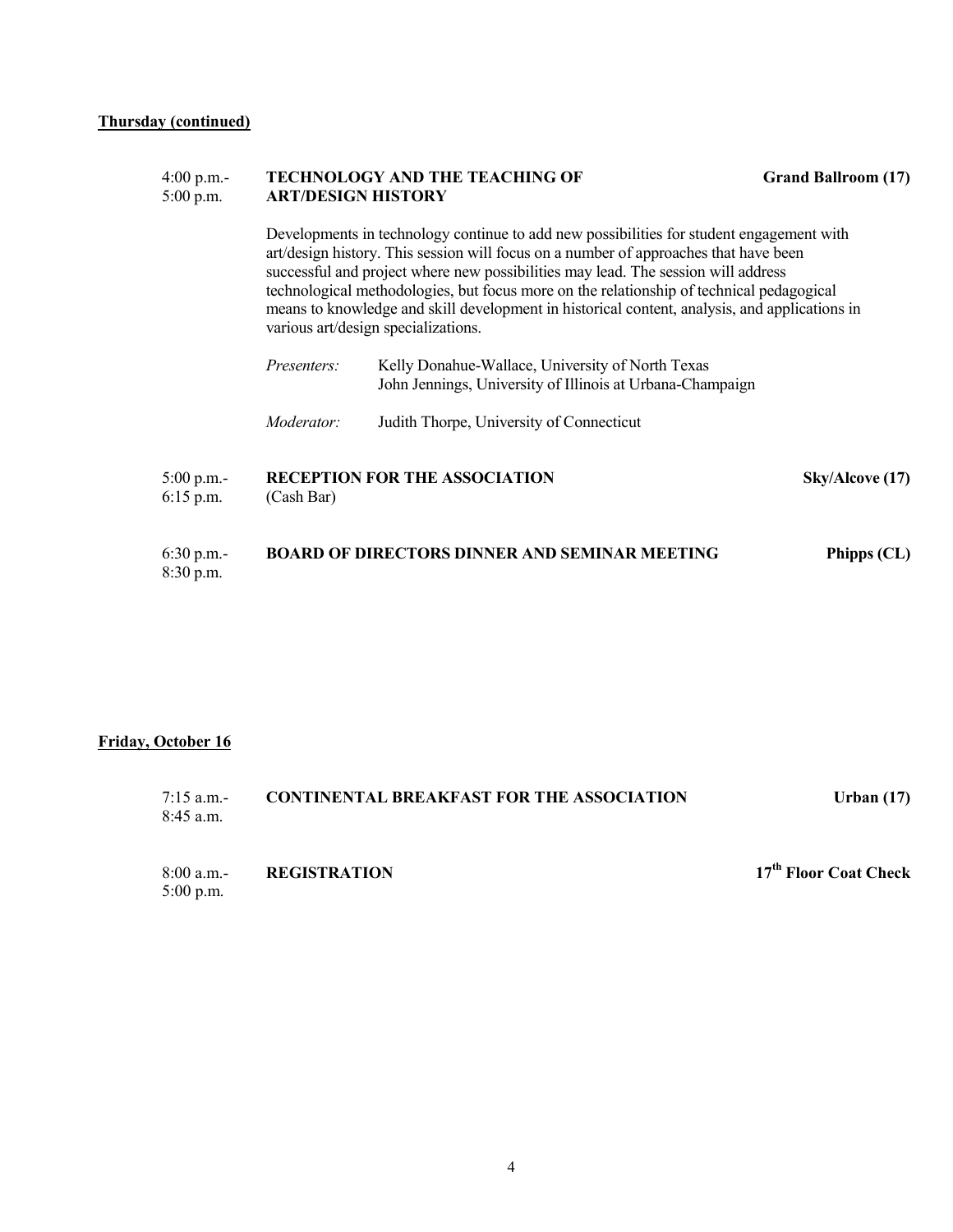**Thursday (continued)**

4:00 p.m.- 5:00 p.m. **TECHNOLOGY AND THE TEACHING OF ART/DESIGN HISTORY** — **Grand Ballroom (17)**

Developments in technology continue to add new possibilities for student engagement with art/design history. This session will focus on a number of approaches that have been successful and project where new possibilities may lead. The session will address technological methodologies, but focus more on the relationship of technical pedagogical means to knowledge and skill development in historical content, analysis, and applications in various art/design specializations.

*Presenters:* Kelly Donahue-Wallace, University of North Texas
John Jennings, University of Illinois at Urbana-Champaign

*Moderator:* Judith Thorpe, University of Connecticut

5:00 p.m.- 6:15 p.m. **RECEPTION FOR THE ASSOCIATION** (Cash Bar) — **Sky/Alcove (17)**

6:30 p.m.- 8:30 p.m. **BOARD OF DIRECTORS DINNER AND SEMINAR MEETING** — **Phipps (CL)**

**Friday, October 16**

7:15 a.m.- 8:45 a.m. **CONTINENTAL BREAKFAST FOR THE ASSOCIATION** — **Urban (17)**

8:00 a.m.- 5:00 p.m. **REGISTRATION** — **17th Floor Coat Check**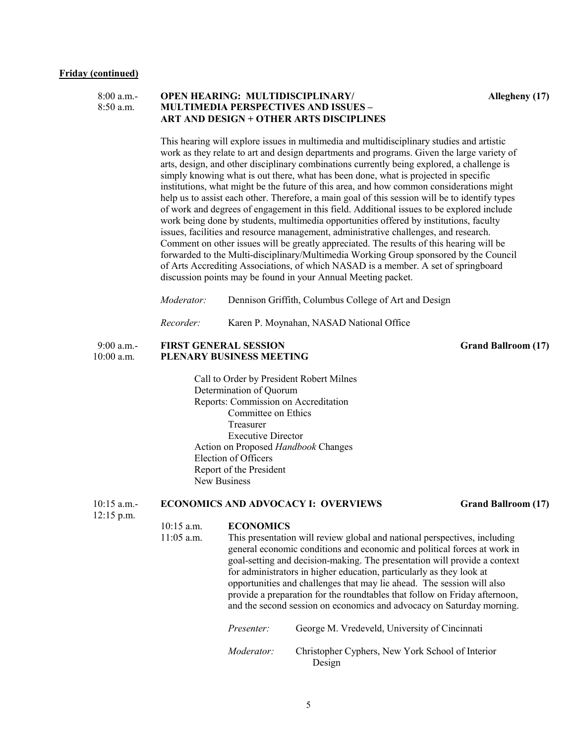**Friday (continued)**

**8:00 a.m.- 8:50 a.m. — OPEN HEARING: MULTIDISCIPLINARY/ MULTIMEDIA PERSPECTIVES AND ISSUES – ART AND DESIGN + OTHER ARTS DISCIPLINES** — **Allegheny (17)**

This hearing will explore issues in multimedia and multidisciplinary studies and artistic work as they relate to art and design departments and programs. Given the large variety of arts, design, and other disciplinary combinations currently being explored, a challenge is simply knowing what is out there, what has been done, what is projected in specific institutions, what might be the future of this area, and how common considerations might help us to assist each other. Therefore, a main goal of this session will be to identify types of work and degrees of engagement in this field. Additional issues to be explored include work being done by students, multimedia opportunities offered by institutions, faculty issues, facilities and resource management, administrative challenges, and research. Comment on other issues will be greatly appreciated. The results of this hearing will be forwarded to the Multi-disciplinary/Multimedia Working Group sponsored by the Council of Arts Accrediting Associations, of which NASAD is a member. A set of springboard discussion points may be found in your Annual Meeting packet.

*Moderator:* Dennison Griffith, Columbus College of Art and Design

*Recorder:* Karen P. Moynahan, NASAD National Office

**9:00 a.m.- 10:00 a.m. — FIRST GENERAL SESSION PLENARY BUSINESS MEETING** — **Grand Ballroom (17)**

Call to Order by President Robert Milnes
Determination of Quorum
Reports: Commission on Accreditation
- Committee on Ethics
- Treasurer
- Executive Director

Action on Proposed *Handbook* Changes
Election of Officers
Report of the President
New Business

**10:15 a.m.- 12:15 p.m. — ECONOMICS AND ADVOCACY I: OVERVIEWS** — **Grand Ballroom (17)**

10:15 a.m. - 11:05 a.m. **ECONOMICS**

This presentation will review global and national perspectives, including general economic conditions and economic and political forces at work in goal-setting and decision-making. The presentation will provide a context for administrators in higher education, particularly as they look at opportunities and challenges that may lie ahead. The session will also provide a preparation for the roundtables that follow on Friday afternoon, and the second session on economics and advocacy on Saturday morning.

*Presenter:* George M. Vredeveld, University of Cincinnati

*Moderator:* Christopher Cyphers, New York School of Interior Design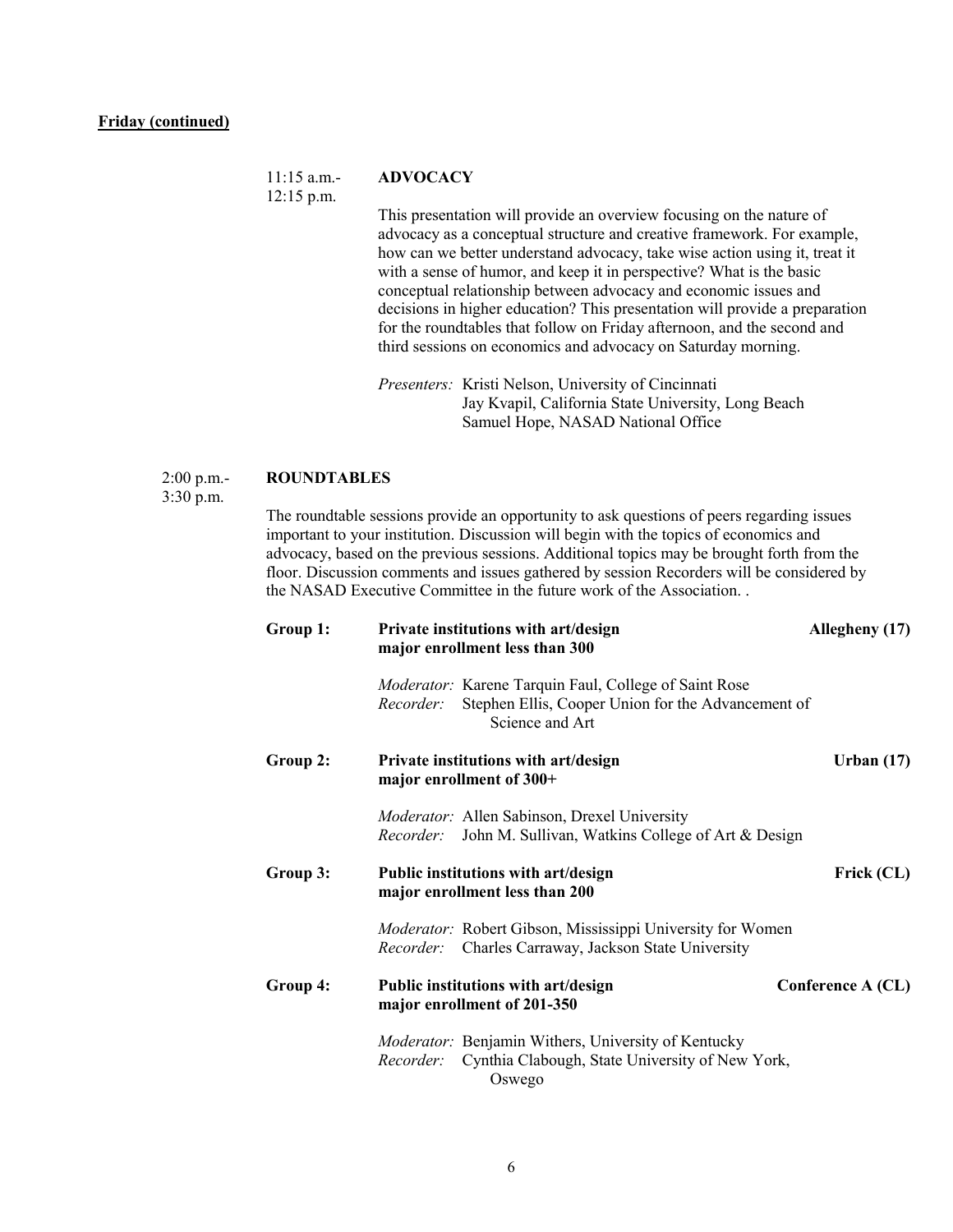**Friday (continued)**

11:15 a.m.-
12:15 p.m.

**ADVOCACY**

This presentation will provide an overview focusing on the nature of advocacy as a conceptual structure and creative framework. For example, how can we better understand advocacy, take wise action using it, treat it with a sense of humor, and keep it in perspective? What is the basic conceptual relationship between advocacy and economic issues and decisions in higher education? This presentation will provide a preparation for the roundtables that follow on Friday afternoon, and the second and third sessions on economics and advocacy on Saturday morning.

*Presenters:* Kristi Nelson, University of Cincinnati
Jay Kvapil, California State University, Long Beach
Samuel Hope, NASAD National Office

2:00 p.m.-
3:30 p.m.

**ROUNDTABLES**

The roundtable sessions provide an opportunity to ask questions of peers regarding issues important to your institution. Discussion will begin with the topics of economics and advocacy, based on the previous sessions. Additional topics may be brought forth from the floor. Discussion comments and issues gathered by session Recorders will be considered by the NASAD Executive Committee in the future work of the Association. .

**Group 1:** **Private institutions with art/design major enrollment less than 300** — **Allegheny (17)**

*Moderator:* Karene Tarquin Faul, College of Saint Rose
*Recorder:* Stephen Ellis, Cooper Union for the Advancement of Science and Art

**Group 2:** **Private institutions with art/design major enrollment of 300+** — **Urban (17)**

*Moderator:* Allen Sabinson, Drexel University
*Recorder:* John M. Sullivan, Watkins College of Art & Design

**Group 3:** **Public institutions with art/design major enrollment less than 200** — **Frick (CL)**

*Moderator:* Robert Gibson, Mississippi University for Women
*Recorder:* Charles Carraway, Jackson State University

**Group 4:** **Public institutions with art/design major enrollment of 201-350** — **Conference A (CL)**

*Moderator:* Benjamin Withers, University of Kentucky
*Recorder:* Cynthia Clabough, State University of New York, Oswego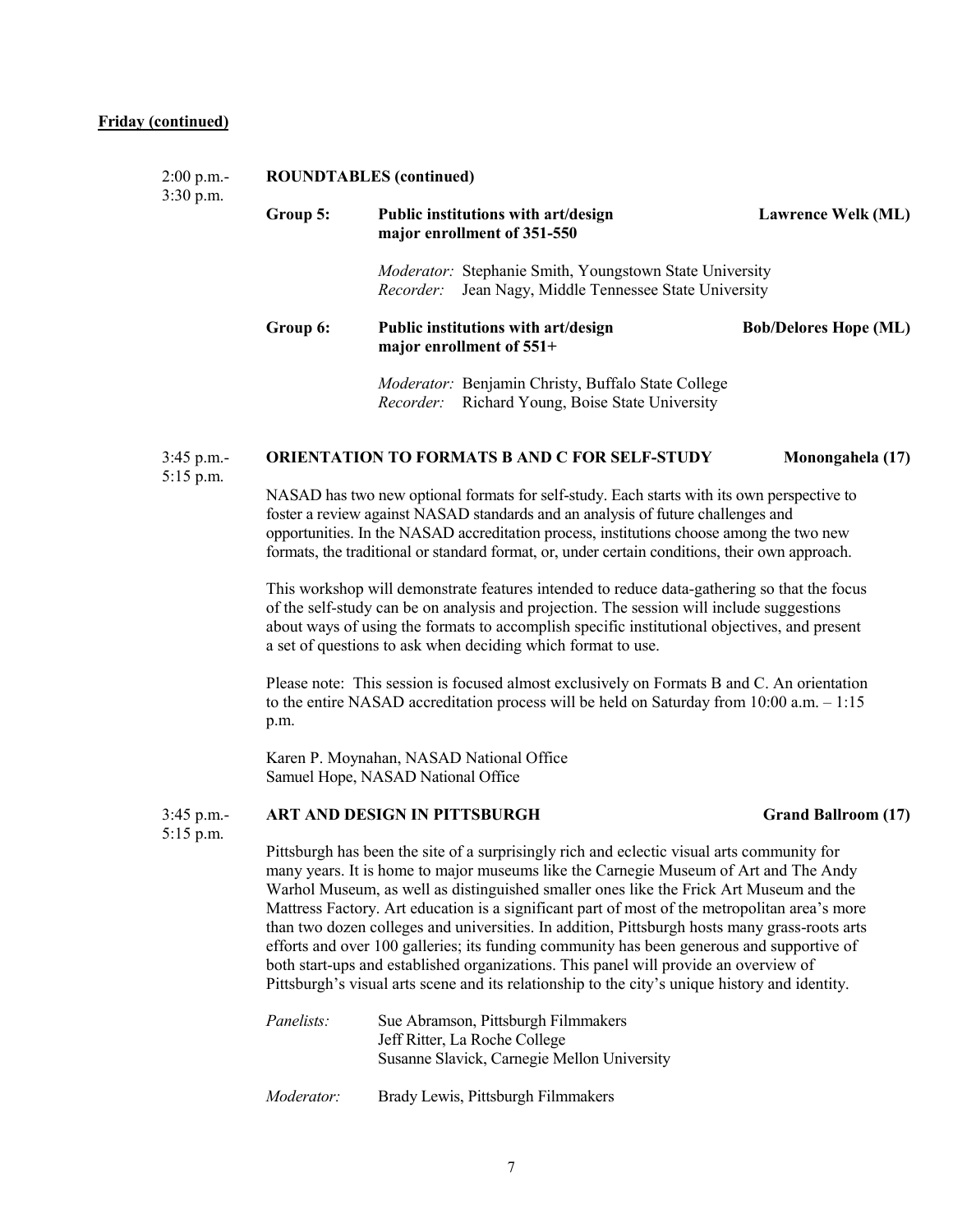**Friday (continued)**

2:00 p.m.- 3:30 p.m.

**ROUNDTABLES (continued)**

**Group 5:** **Public institutions with art/design major enrollment of 351-550** — **Lawrence Welk (ML)**

*Moderator:* Stephanie Smith, Youngstown State University
*Recorder:* Jean Nagy, Middle Tennessee State University

**Group 6:** **Public institutions with art/design major enrollment of 551+** — **Bob/Delores Hope (ML)**

*Moderator:* Benjamin Christy, Buffalo State College
*Recorder:* Richard Young, Boise State University

3:45 p.m.- 5:15 p.m.

**ORIENTATION TO FORMATS B AND C FOR SELF-STUDY** — **Monongahela (17)**

NASAD has two new optional formats for self-study. Each starts with its own perspective to foster a review against NASAD standards and an analysis of future challenges and opportunities. In the NASAD accreditation process, institutions choose among the two new formats, the traditional or standard format, or, under certain conditions, their own approach.

This workshop will demonstrate features intended to reduce data-gathering so that the focus of the self-study can be on analysis and projection. The session will include suggestions about ways of using the formats to accomplish specific institutional objectives, and present a set of questions to ask when deciding which format to use.

Please note: This session is focused almost exclusively on Formats B and C. An orientation to the entire NASAD accreditation process will be held on Saturday from 10:00 a.m. – 1:15 p.m.

Karen P. Moynahan, NASAD National Office
Samuel Hope, NASAD National Office

3:45 p.m.- 5:15 p.m.

**ART AND DESIGN IN PITTSBURGH** — **Grand Ballroom (17)**

Pittsburgh has been the site of a surprisingly rich and eclectic visual arts community for many years. It is home to major museums like the Carnegie Museum of Art and The Andy Warhol Museum, as well as distinguished smaller ones like the Frick Art Museum and the Mattress Factory. Art education is a significant part of most of the metropolitan area's more than two dozen colleges and universities. In addition, Pittsburgh hosts many grass-roots arts efforts and over 100 galleries; its funding community has been generous and supportive of both start-ups and established organizations. This panel will provide an overview of Pittsburgh's visual arts scene and its relationship to the city's unique history and identity.

*Panelists:*
Sue Abramson, Pittsburgh Filmmakers
Jeff Ritter, La Roche College
Susanne Slavick, Carnegie Mellon University

*Moderator:* Brady Lewis, Pittsburgh Filmmakers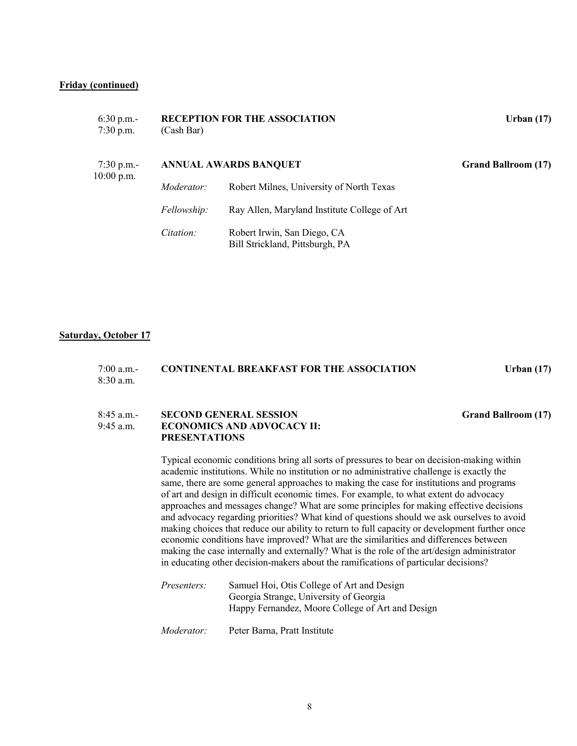**Friday (continued)**

6:30 p.m.-
7:30 p.m.

**RECEPTION FOR THE ASSOCIATION** — **Urban (17)**
(Cash Bar)

7:30 p.m.-
10:00 p.m.

**ANNUAL AWARDS BANQUET** — **Grand Ballroom (17)**

*Moderator:* Robert Milnes, University of North Texas

*Fellowship:* Ray Allen, Maryland Institute College of Art

*Citation:* Robert Irwin, San Diego, CA
Bill Strickland, Pittsburgh, PA

**Saturday, October 17**

7:00 a.m.-
8:30 a.m.

**CONTINENTAL BREAKFAST FOR THE ASSOCIATION** — **Urban (17)**

8:45 a.m.-
9:45 a.m.

**SECOND GENERAL SESSION** — **Grand Ballroom (17)**
**ECONOMICS AND ADVOCACY II:**
**PRESENTATIONS**

Typical economic conditions bring all sorts of pressures to bear on decision-making within academic institutions. While no institution or no administrative challenge is exactly the same, there are some general approaches to making the case for institutions and programs of art and design in difficult economic times. For example, to what extent do advocacy approaches and messages change? What are some principles for making effective decisions and advocacy regarding priorities? What kind of questions should we ask ourselves to avoid making choices that reduce our ability to return to full capacity or development further once economic conditions have improved? What are the similarities and differences between making the case internally and externally? What is the role of the art/design administrator in educating other decision-makers about the ramifications of particular decisions?

*Presenters:* Samuel Hoi, Otis College of Art and Design
Georgia Strange, University of Georgia
Happy Fernandez, Moore College of Art and Design

*Moderator:* Peter Barna, Pratt Institute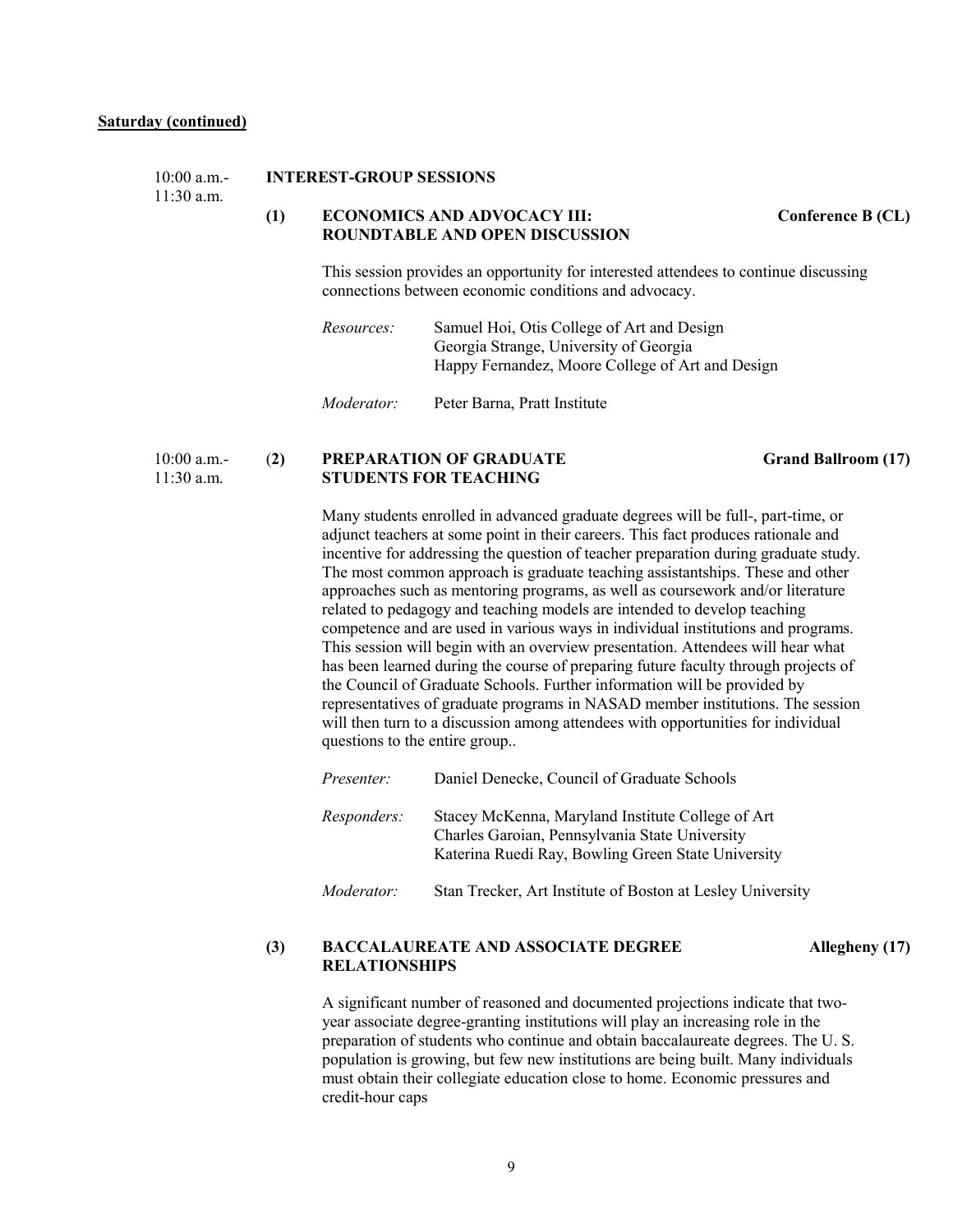**Saturday (continued)**

10:00 a.m.- 11:30 a.m. **INTEREST-GROUP SESSIONS**

**(1) ECONOMICS AND ADVOCACY III: ROUNDTABLE AND OPEN DISCUSSION** — **Conference B (CL)**

This session provides an opportunity for interested attendees to continue discussing connections between economic conditions and advocacy.

*Resources:* Samuel Hoi, Otis College of Art and Design
Georgia Strange, University of Georgia
Happy Fernandez, Moore College of Art and Design

*Moderator:* Peter Barna, Pratt Institute

10:00 a.m.- 11:30 a.m. **(2) PREPARATION OF GRADUATE STUDENTS FOR TEACHING** — **Grand Ballroom (17)**

Many students enrolled in advanced graduate degrees will be full-, part-time, or adjunct teachers at some point in their careers. This fact produces rationale and incentive for addressing the question of teacher preparation during graduate study. The most common approach is graduate teaching assistantships. These and other approaches such as mentoring programs, as well as coursework and/or literature related to pedagogy and teaching models are intended to develop teaching competence and are used in various ways in individual institutions and programs. This session will begin with an overview presentation. Attendees will hear what has been learned during the course of preparing future faculty through projects of the Council of Graduate Schools. Further information will be provided by representatives of graduate programs in NASAD member institutions. The session will then turn to a discussion among attendees with opportunities for individual questions to the entire group..

*Presenter:* Daniel Denecke, Council of Graduate Schools

*Responders:* Stacey McKenna, Maryland Institute College of Art
Charles Garoian, Pennsylvania State University
Katerina Ruedi Ray, Bowling Green State University

*Moderator:* Stan Trecker, Art Institute of Boston at Lesley University

**(3) BACCALAUREATE AND ASSOCIATE DEGREE RELATIONSHIPS** — **Allegheny (17)**

A significant number of reasoned and documented projections indicate that two-year associate degree-granting institutions will play an increasing role in the preparation of students who continue and obtain baccalaureate degrees. The U. S. population is growing, but few new institutions are being built. Many individuals must obtain their collegiate education close to home. Economic pressures and credit-hour caps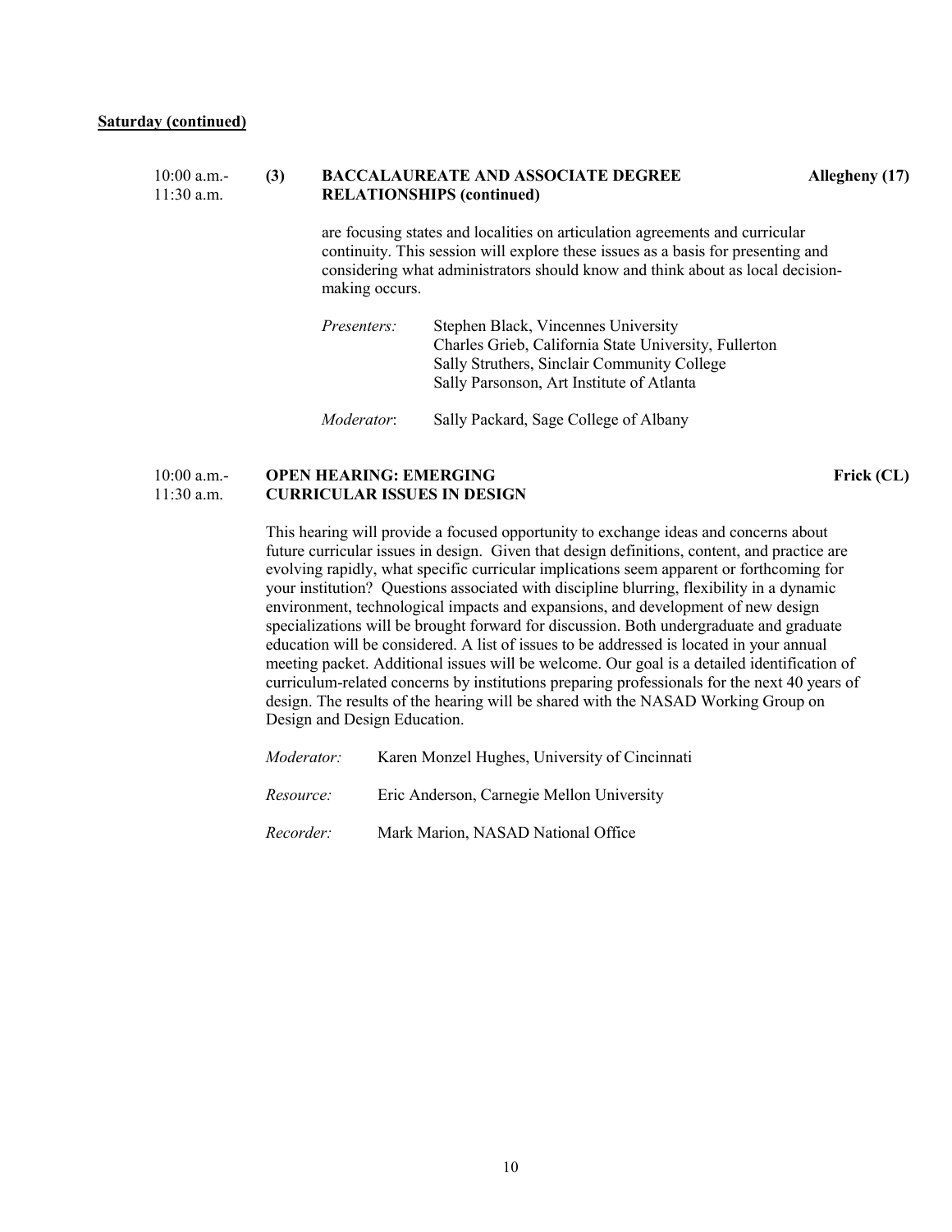**Saturday (continued)**

10:00 a.m.- 11:30 a.m. **(3) BACCALAUREATE AND ASSOCIATE DEGREE RELATIONSHIPS (continued)** **Allegheny (17)**

are focusing states and localities on articulation agreements and curricular continuity. This session will explore these issues as a basis for presenting and considering what administrators should know and think about as local decision-making occurs.

*Presenters:* Stephen Black, Vincennes University
Charles Grieb, California State University, Fullerton
Sally Struthers, Sinclair Community College
Sally Parsonson, Art Institute of Atlanta

*Moderator*: Sally Packard, Sage College of Albany

10:00 a.m.- 11:30 a.m. **OPEN HEARING: EMERGING CURRICULAR ISSUES IN DESIGN** **Frick (CL)**

This hearing will provide a focused opportunity to exchange ideas and concerns about future curricular issues in design. Given that design definitions, content, and practice are evolving rapidly, what specific curricular implications seem apparent or forthcoming for your institution? Questions associated with discipline blurring, flexibility in a dynamic environment, technological impacts and expansions, and development of new design specializations will be brought forward for discussion. Both undergraduate and graduate education will be considered. A list of issues to be addressed is located in your annual meeting packet. Additional issues will be welcome. Our goal is a detailed identification of curriculum-related concerns by institutions preparing professionals for the next 40 years of design. The results of the hearing will be shared with the NASAD Working Group on Design and Design Education.

*Moderator:* Karen Monzel Hughes, University of Cincinnati

*Resource:* Eric Anderson, Carnegie Mellon University

*Recorder:* Mark Marion, NASAD National Office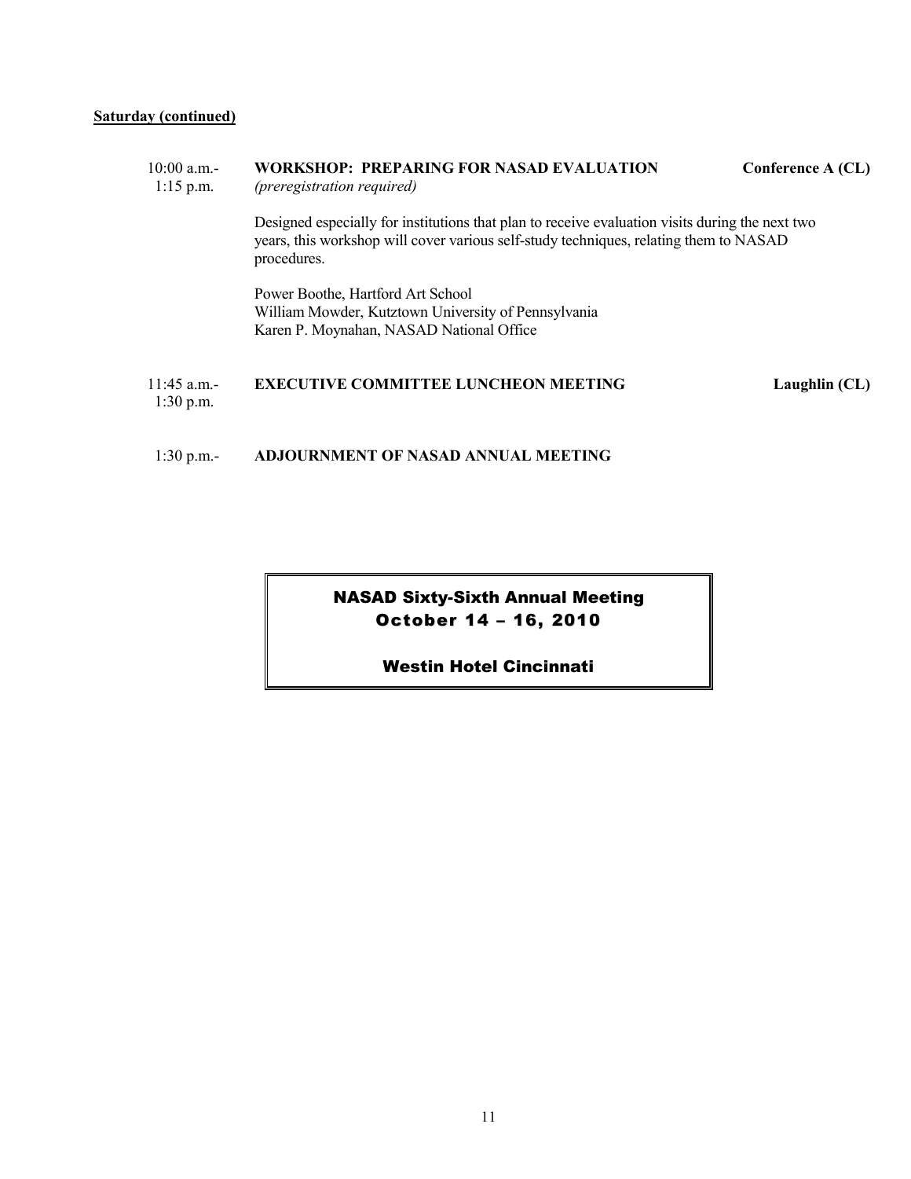**Saturday (continued)**

10:00 a.m.- 1:15 p.m. **WORKSHOP: PREPARING FOR NASAD EVALUATION** **Conference A (CL)**
*(preregistration required)*

Designed especially for institutions that plan to receive evaluation visits during the next two years, this workshop will cover various self-study techniques, relating them to NASAD procedures.

Power Boothe, Hartford Art School
William Mowder, Kutztown University of Pennsylvania
Karen P. Moynahan, NASAD National Office

11:45 a.m.- 1:30 p.m. **EXECUTIVE COMMITTEE LUNCHEON MEETING** **Laughlin (CL)**

1:30 p.m.- **ADJOURNMENT OF NASAD ANNUAL MEETING**

**NASAD Sixty-Sixth Annual Meeting**
**October 14 – 16, 2010**

**Westin Hotel Cincinnati**